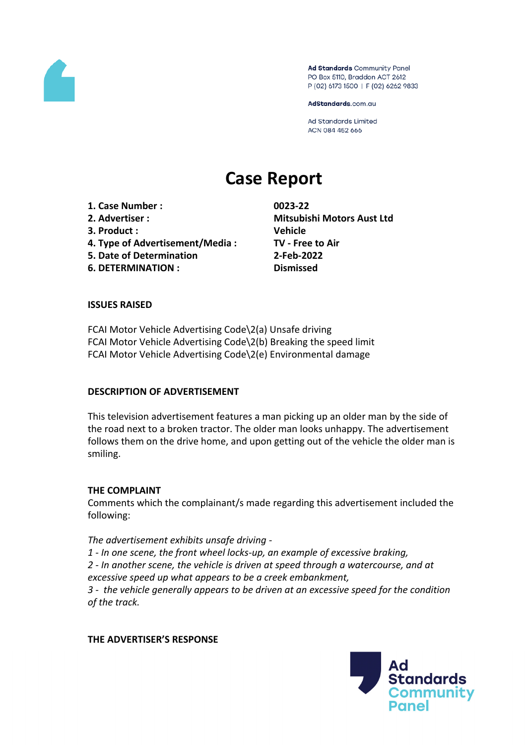Ad Standards Community Panel
PO Box 5110, Braddon ACT 2612
P (02) 6173 1500 | F (02) 6262 9833

AdStandards.com.au

Ad Standards Limited
ACN 084 452 666

# Case Report

| | |
|---|---|
| **1. Case Number :** | **0023-22** |
| **2. Advertiser :** | **Mitsubishi Motors Aust Ltd** |
| **3. Product :** | **Vehicle** |
| **4. Type of Advertisement/Media :** | **TV - Free to Air** |
| **5. Date of Determination** | **2-Feb-2022** |
| **6. DETERMINATION :** | **Dismissed** |

**ISSUES RAISED**

FCAI Motor Vehicle Advertising Code\2(a) Unsafe driving
FCAI Motor Vehicle Advertising Code\2(b) Breaking the speed limit
FCAI Motor Vehicle Advertising Code\2(e) Environmental damage

**DESCRIPTION OF ADVERTISEMENT**

This television advertisement features a man picking up an older man by the side of the road next to a broken tractor. The older man looks unhappy. The advertisement follows them on the drive home, and upon getting out of the vehicle the older man is smiling.

**THE COMPLAINT**

Comments which the complainant/s made regarding this advertisement included the following:

*The advertisement exhibits unsafe driving -*
*1 - In one scene, the front wheel locks-up, an example of excessive braking,*
*2 - In another scene, the vehicle is driven at speed through a watercourse, and at excessive speed up what appears to be a creek embankment,*
*3 - the vehicle generally appears to be driven at an excessive speed for the condition of the track.*

**THE ADVERTISER'S RESPONSE**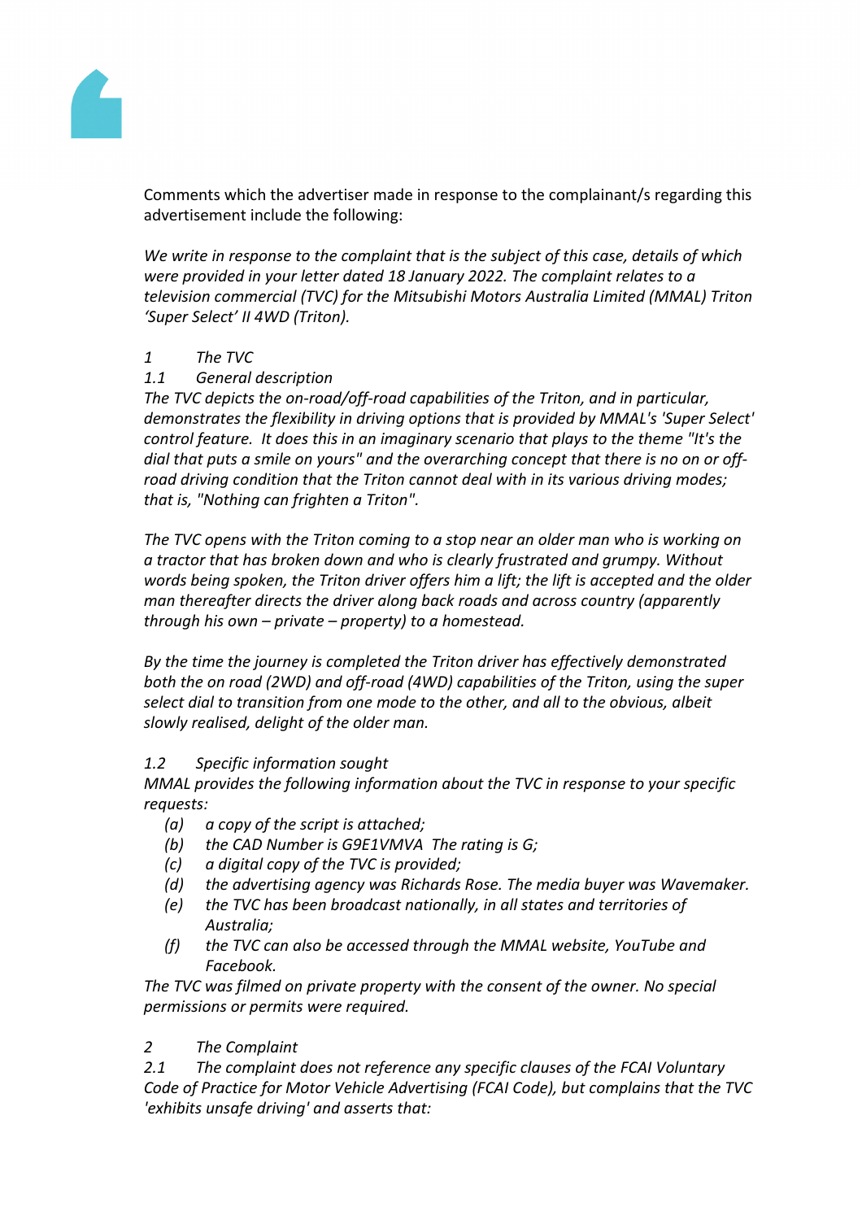Comments which the advertiser made in response to the complainant/s regarding this advertisement include the following:

*We write in response to the complaint that is the subject of this case, details of which were provided in your letter dated 18 January 2022. The complaint relates to a television commercial (TVC) for the Mitsubishi Motors Australia Limited (MMAL) Triton 'Super Select' II 4WD (Triton).*

*1 The TVC*

*1.1 General description*

*The TVC depicts the on-road/off-road capabilities of the Triton, and in particular, demonstrates the flexibility in driving options that is provided by MMAL's 'Super Select' control feature. It does this in an imaginary scenario that plays to the theme "It's the dial that puts a smile on yours" and the overarching concept that there is no on or off-road driving condition that the Triton cannot deal with in its various driving modes; that is, "Nothing can frighten a Triton".*

*The TVC opens with the Triton coming to a stop near an older man who is working on a tractor that has broken down and who is clearly frustrated and grumpy. Without words being spoken, the Triton driver offers him a lift; the lift is accepted and the older man thereafter directs the driver along back roads and across country (apparently through his own – private – property) to a homestead.*

*By the time the journey is completed the Triton driver has effectively demonstrated both the on road (2WD) and off-road (4WD) capabilities of the Triton, using the super select dial to transition from one mode to the other, and all to the obvious, albeit slowly realised, delight of the older man.*

*1.2 Specific information sought*

*MMAL provides the following information about the TVC in response to your specific requests:*

- *(a) a copy of the script is attached;*
- *(b) the CAD Number is G9E1VMVA The rating is G;*
- *(c) a digital copy of the TVC is provided;*
- *(d) the advertising agency was Richards Rose. The media buyer was Wavemaker.*
- *(e) the TVC has been broadcast nationally, in all states and territories of Australia;*
- *(f) the TVC can also be accessed through the MMAL website, YouTube and Facebook.*

*The TVC was filmed on private property with the consent of the owner. No special permissions or permits were required.*

*2 The Complaint*

*2.1 The complaint does not reference any specific clauses of the FCAI Voluntary Code of Practice for Motor Vehicle Advertising (FCAI Code), but complains that the TVC 'exhibits unsafe driving' and asserts that:*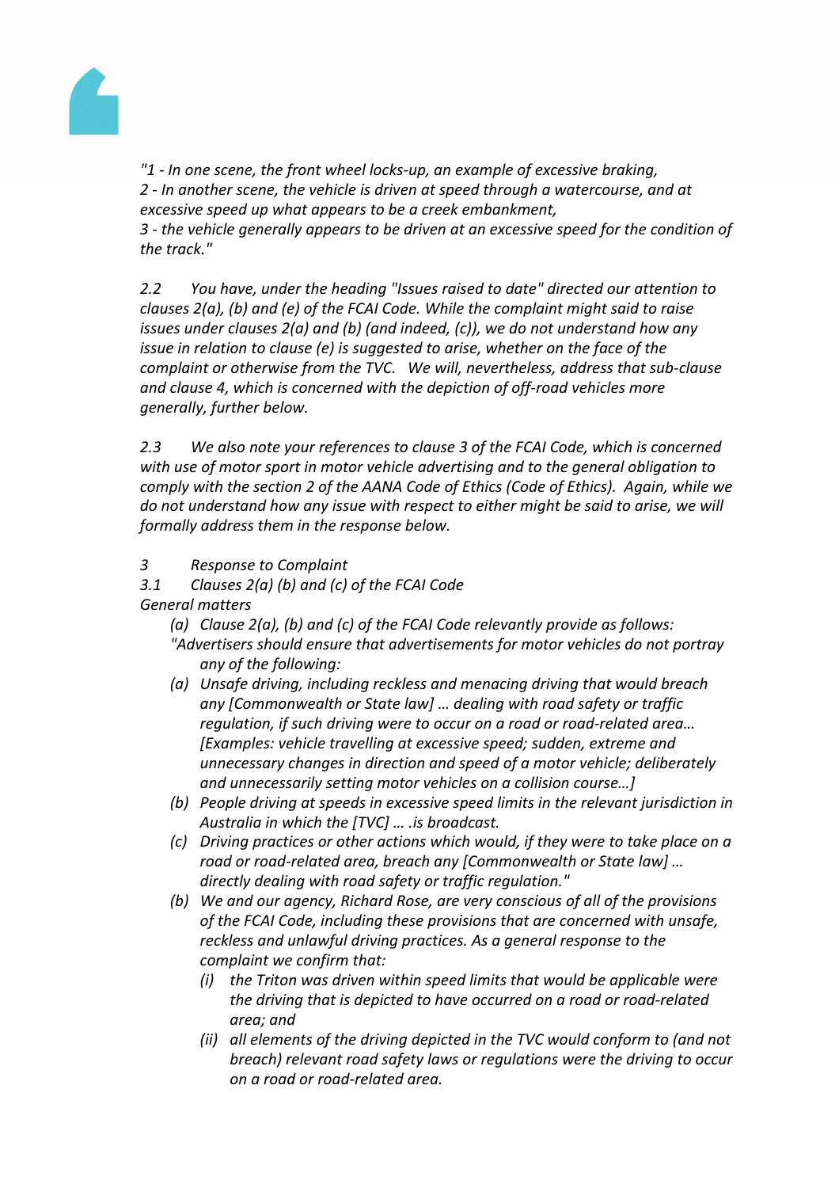*"1 - In one scene, the front wheel locks-up, an example of excessive braking,*
*2 - In another scene, the vehicle is driven at speed through a watercourse, and at excessive speed up what appears to be a creek embankment,*
*3 - the vehicle generally appears to be driven at an excessive speed for the condition of the track."*

*2.2 You have, under the heading "Issues raised to date" directed our attention to clauses 2(a), (b) and (e) of the FCAI Code. While the complaint might said to raise issues under clauses 2(a) and (b) (and indeed, (c)), we do not understand how any issue in relation to clause (e) is suggested to arise, whether on the face of the complaint or otherwise from the TVC. We will, nevertheless, address that sub-clause and clause 4, which is concerned with the depiction of off-road vehicles more generally, further below.*

*2.3 We also note your references to clause 3 of the FCAI Code, which is concerned with use of motor sport in motor vehicle advertising and to the general obligation to comply with the section 2 of the AANA Code of Ethics (Code of Ethics). Again, while we do not understand how any issue with respect to either might be said to arise, we will formally address them in the response below.*

*3 Response to Complaint*

*3.1 Clauses 2(a) (b) and (c) of the FCAI Code*

*General matters*

- *(a) Clause 2(a), (b) and (c) of the FCAI Code relevantly provide as follows:*
  *"Advertisers should ensure that advertisements for motor vehicles do not portray any of the following:*
  - *(a) Unsafe driving, including reckless and menacing driving that would breach any [Commonwealth or State law] … dealing with road safety or traffic regulation, if such driving were to occur on a road or road-related area… [Examples: vehicle travelling at excessive speed; sudden, extreme and unnecessary changes in direction and speed of a motor vehicle; deliberately and unnecessarily setting motor vehicles on a collision course…]*
  - *(b) People driving at speeds in excessive speed limits in the relevant jurisdiction in Australia in which the [TVC] … .is broadcast.*
  - *(c) Driving practices or other actions which would, if they were to take place on a road or road-related area, breach any [Commonwealth or State law] … directly dealing with road safety or traffic regulation."*
- *(b) We and our agency, Richard Rose, are very conscious of all of the provisions of the FCAI Code, including these provisions that are concerned with unsafe, reckless and unlawful driving practices. As a general response to the complaint we confirm that:*
  - *(i) the Triton was driven within speed limits that would be applicable were the driving that is depicted to have occurred on a road or road-related area; and*
  - *(ii) all elements of the driving depicted in the TVC would conform to (and not breach) relevant road safety laws or regulations were the driving to occur on a road or road-related area.*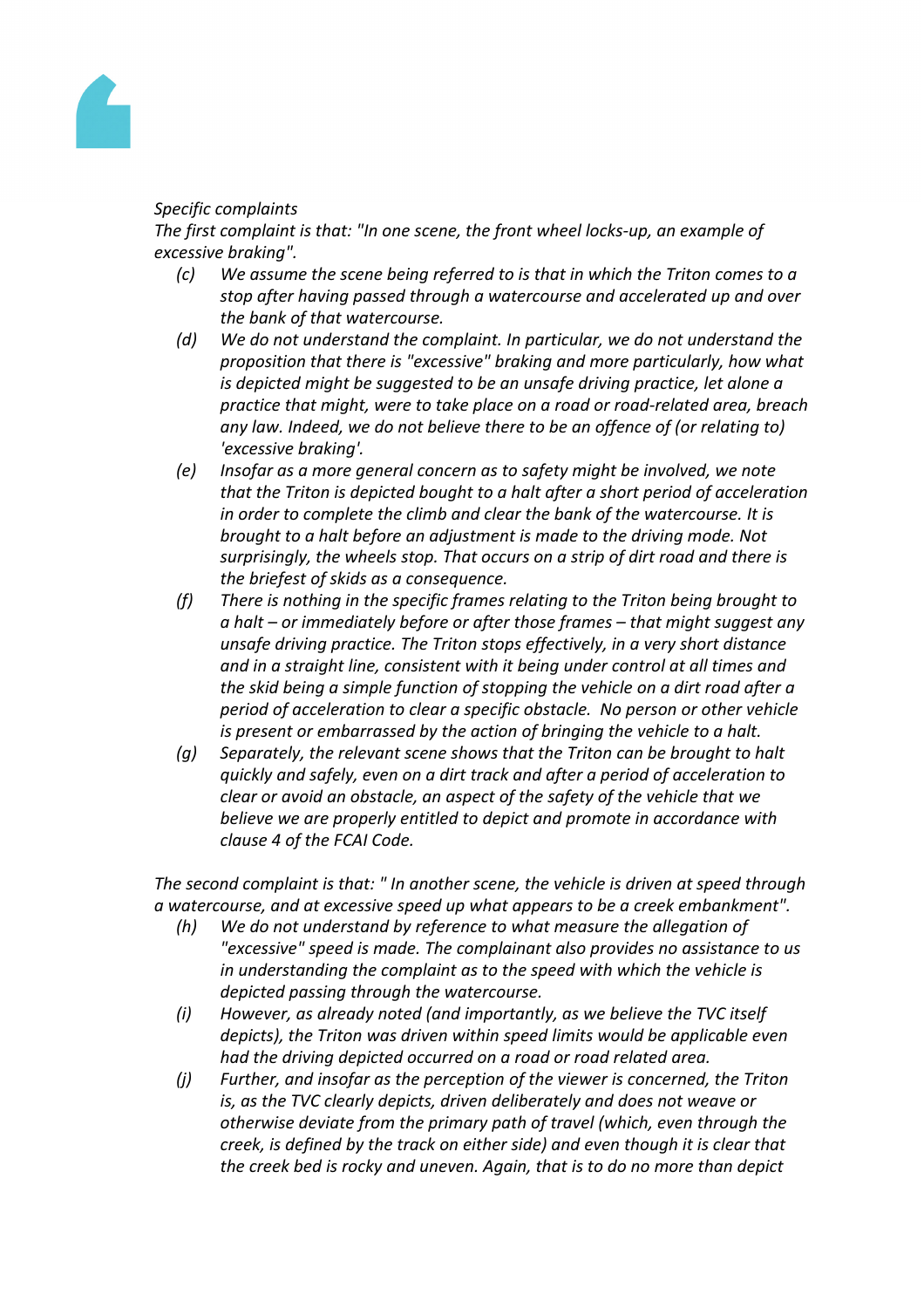*Specific complaints*

*The first complaint is that: "In one scene, the front wheel locks-up, an example of excessive braking".*

- *(c) We assume the scene being referred to is that in which the Triton comes to a stop after having passed through a watercourse and accelerated up and over the bank of that watercourse.*
- *(d) We do not understand the complaint. In particular, we do not understand the proposition that there is "excessive" braking and more particularly, how what is depicted might be suggested to be an unsafe driving practice, let alone a practice that might, were to take place on a road or road-related area, breach any law. Indeed, we do not believe there to be an offence of (or relating to) 'excessive braking'.*
- *(e) Insofar as a more general concern as to safety might be involved, we note that the Triton is depicted bought to a halt after a short period of acceleration in order to complete the climb and clear the bank of the watercourse. It is brought to a halt before an adjustment is made to the driving mode. Not surprisingly, the wheels stop. That occurs on a strip of dirt road and there is the briefest of skids as a consequence.*
- *(f) There is nothing in the specific frames relating to the Triton being brought to a halt – or immediately before or after those frames – that might suggest any unsafe driving practice. The Triton stops effectively, in a very short distance and in a straight line, consistent with it being under control at all times and the skid being a simple function of stopping the vehicle on a dirt road after a period of acceleration to clear a specific obstacle. No person or other vehicle is present or embarrassed by the action of bringing the vehicle to a halt.*
- *(g) Separately, the relevant scene shows that the Triton can be brought to halt quickly and safely, even on a dirt track and after a period of acceleration to clear or avoid an obstacle, an aspect of the safety of the vehicle that we believe we are properly entitled to depict and promote in accordance with clause 4 of the FCAI Code.*

*The second complaint is that: " In another scene, the vehicle is driven at speed through a watercourse, and at excessive speed up what appears to be a creek embankment".*

- *(h) We do not understand by reference to what measure the allegation of "excessive" speed is made. The complainant also provides no assistance to us in understanding the complaint as to the speed with which the vehicle is depicted passing through the watercourse.*
- *(i) However, as already noted (and importantly, as we believe the TVC itself depicts), the Triton was driven within speed limits would be applicable even had the driving depicted occurred on a road or road related area.*
- *(j) Further, and insofar as the perception of the viewer is concerned, the Triton is, as the TVC clearly depicts, driven deliberately and does not weave or otherwise deviate from the primary path of travel (which, even through the creek, is defined by the track on either side) and even though it is clear that the creek bed is rocky and uneven. Again, that is to do no more than depict*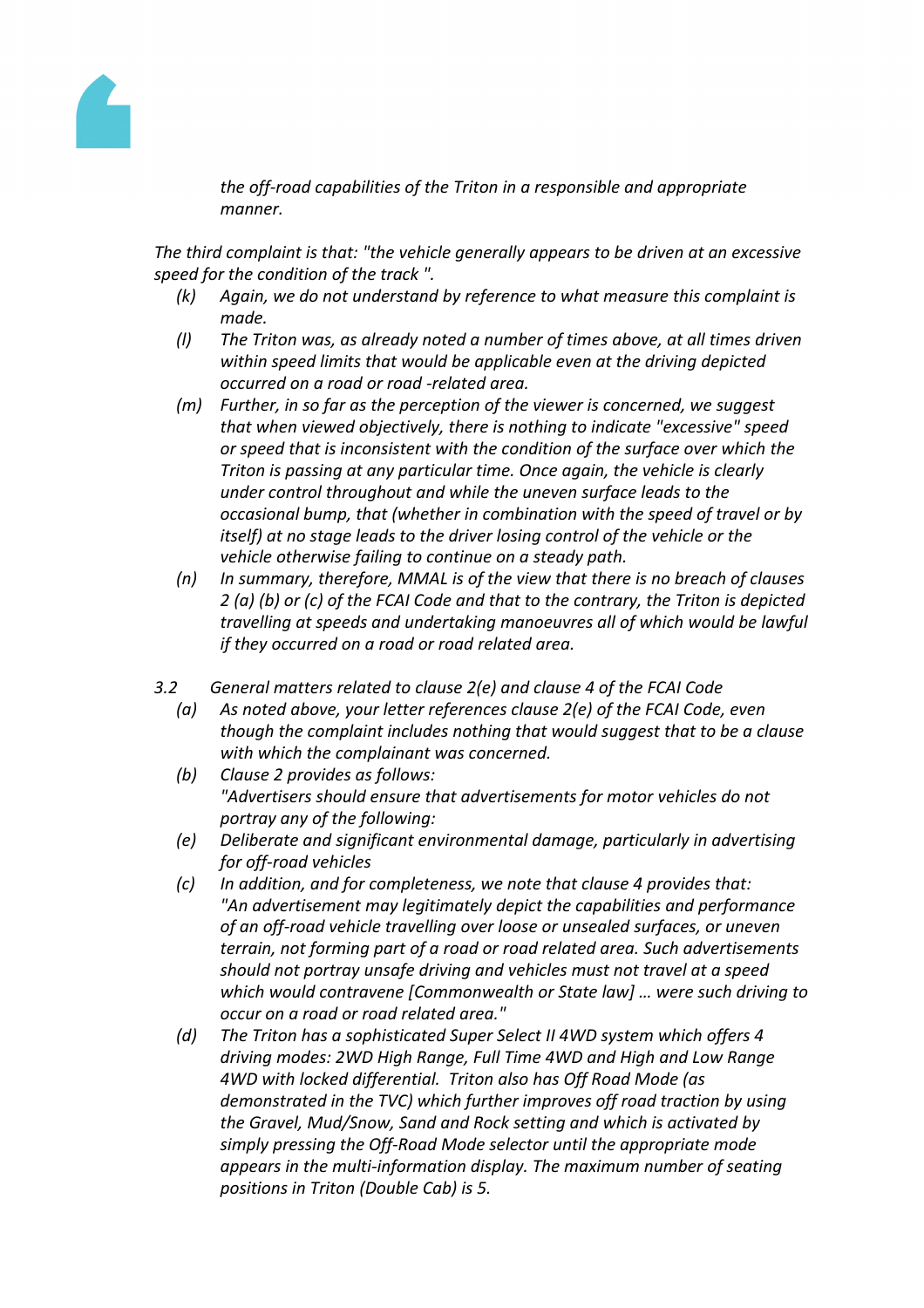*the off-road capabilities of the Triton in a responsible and appropriate manner.*

*The third complaint is that: "the vehicle generally appears to be driven at an excessive speed for the condition of the track ".*

- *(k) Again, we do not understand by reference to what measure this complaint is made.*
- *(l) The Triton was, as already noted a number of times above, at all times driven within speed limits that would be applicable even at the driving depicted occurred on a road or road -related area.*
- *(m) Further, in so far as the perception of the viewer is concerned, we suggest that when viewed objectively, there is nothing to indicate "excessive" speed or speed that is inconsistent with the condition of the surface over which the Triton is passing at any particular time. Once again, the vehicle is clearly under control throughout and while the uneven surface leads to the occasional bump, that (whether in combination with the speed of travel or by itself) at no stage leads to the driver losing control of the vehicle or the vehicle otherwise failing to continue on a steady path.*
- *(n) In summary, therefore, MMAL is of the view that there is no breach of clauses 2 (a) (b) or (c) of the FCAI Code and that to the contrary, the Triton is depicted travelling at speeds and undertaking manoeuvres all of which would be lawful if they occurred on a road or road related area.*

*3.2 General matters related to clause 2(e) and clause 4 of the FCAI Code*

- *(a) As noted above, your letter references clause 2(e) of the FCAI Code, even though the complaint includes nothing that would suggest that to be a clause with which the complainant was concerned.*
- *(b) Clause 2 provides as follows:*
  *"Advertisers should ensure that advertisements for motor vehicles do not portray any of the following:*
- *(e) Deliberate and significant environmental damage, particularly in advertising for off-road vehicles*
- *(c) In addition, and for completeness, we note that clause 4 provides that:*
  *"An advertisement may legitimately depict the capabilities and performance of an off-road vehicle travelling over loose or unsealed surfaces, or uneven terrain, not forming part of a road or road related area. Such advertisements should not portray unsafe driving and vehicles must not travel at a speed which would contravene [Commonwealth or State law] … were such driving to occur on a road or road related area."*
- *(d) The Triton has a sophisticated Super Select II 4WD system which offers 4 driving modes: 2WD High Range, Full Time 4WD and High and Low Range 4WD with locked differential. Triton also has Off Road Mode (as demonstrated in the TVC) which further improves off road traction by using the Gravel, Mud/Snow, Sand and Rock setting and which is activated by simply pressing the Off-Road Mode selector until the appropriate mode appears in the multi-information display. The maximum number of seating positions in Triton (Double Cab) is 5.*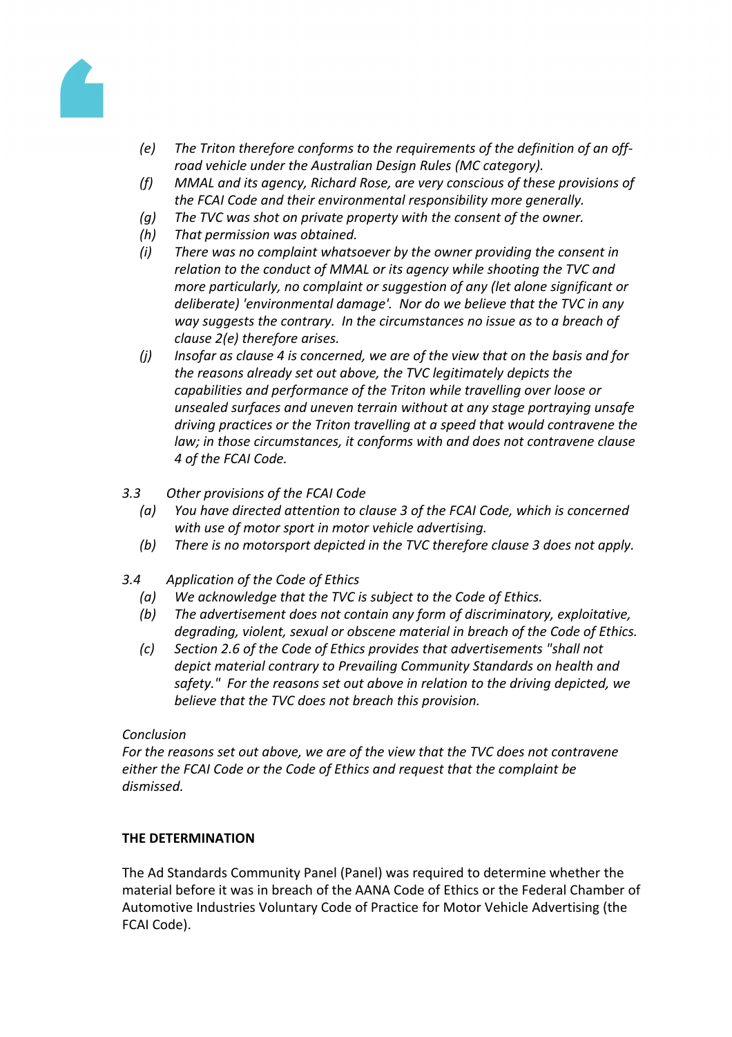*(e) The Triton therefore conforms to the requirements of the definition of an off-road vehicle under the Australian Design Rules (MC category).*

*(f) MMAL and its agency, Richard Rose, are very conscious of these provisions of the FCAI Code and their environmental responsibility more generally.*

*(g) The TVC was shot on private property with the consent of the owner.*

*(h) That permission was obtained.*

*(i) There was no complaint whatsoever by the owner providing the consent in relation to the conduct of MMAL or its agency while shooting the TVC and more particularly, no complaint or suggestion of any (let alone significant or deliberate) 'environmental damage'. Nor do we believe that the TVC in any way suggests the contrary. In the circumstances no issue as to a breach of clause 2(e) therefore arises.*

*(j) Insofar as clause 4 is concerned, we are of the view that on the basis and for the reasons already set out above, the TVC legitimately depicts the capabilities and performance of the Triton while travelling over loose or unsealed surfaces and uneven terrain without at any stage portraying unsafe driving practices or the Triton travelling at a speed that would contravene the law; in those circumstances, it conforms with and does not contravene clause 4 of the FCAI Code.*

*3.3 Other provisions of the FCAI Code*

*(a) You have directed attention to clause 3 of the FCAI Code, which is concerned with use of motor sport in motor vehicle advertising.*

*(b) There is no motorsport depicted in the TVC therefore clause 3 does not apply.*

*3.4 Application of the Code of Ethics*

*(a) We acknowledge that the TVC is subject to the Code of Ethics.*

*(b) The advertisement does not contain any form of discriminatory, exploitative, degrading, violent, sexual or obscene material in breach of the Code of Ethics.*

*(c) Section 2.6 of the Code of Ethics provides that advertisements "shall not depict material contrary to Prevailing Community Standards on health and safety." For the reasons set out above in relation to the driving depicted, we believe that the TVC does not breach this provision.*

*Conclusion*

*For the reasons set out above, we are of the view that the TVC does not contravene either the FCAI Code or the Code of Ethics and request that the complaint be dismissed.*

**THE DETERMINATION**

The Ad Standards Community Panel (Panel) was required to determine whether the material before it was in breach of the AANA Code of Ethics or the Federal Chamber of Automotive Industries Voluntary Code of Practice for Motor Vehicle Advertising (the FCAI Code).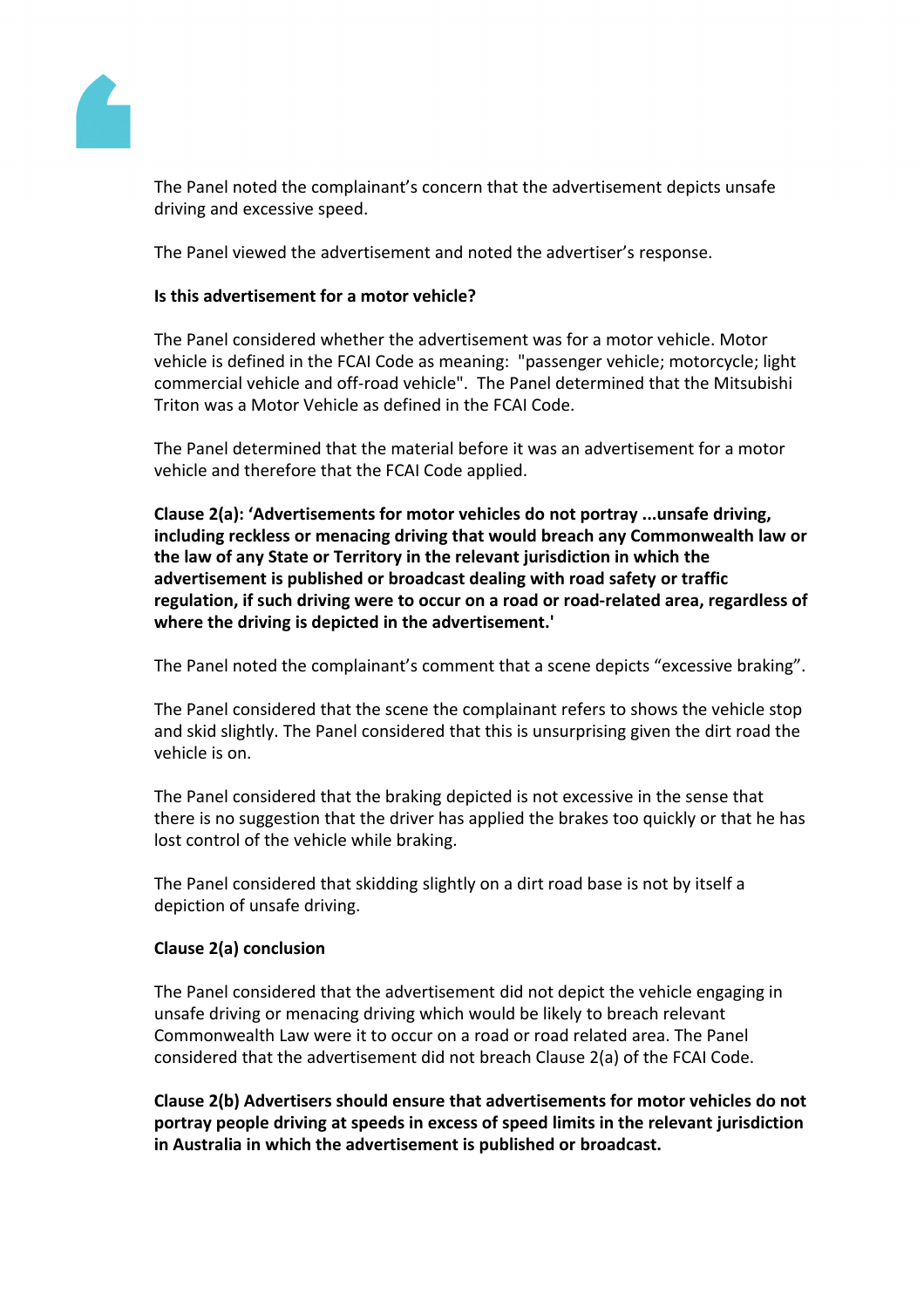The Panel noted the complainant’s concern that the advertisement depicts unsafe driving and excessive speed.

The Panel viewed the advertisement and noted the advertiser’s response.

**Is this advertisement for a motor vehicle?**

The Panel considered whether the advertisement was for a motor vehicle. Motor vehicle is defined in the FCAI Code as meaning: "passenger vehicle; motorcycle; light commercial vehicle and off-road vehicle". The Panel determined that the Mitsubishi Triton was a Motor Vehicle as defined in the FCAI Code.

The Panel determined that the material before it was an advertisement for a motor vehicle and therefore that the FCAI Code applied.

**Clause 2(a): ‘Advertisements for motor vehicles do not portray ...unsafe driving, including reckless or menacing driving that would breach any Commonwealth law or the law of any State or Territory in the relevant jurisdiction in which the advertisement is published or broadcast dealing with road safety or traffic regulation, if such driving were to occur on a road or road-related area, regardless of where the driving is depicted in the advertisement.'**

The Panel noted the complainant’s comment that a scene depicts “excessive braking”.

The Panel considered that the scene the complainant refers to shows the vehicle stop and skid slightly. The Panel considered that this is unsurprising given the dirt road the vehicle is on.

The Panel considered that the braking depicted is not excessive in the sense that there is no suggestion that the driver has applied the brakes too quickly or that he has lost control of the vehicle while braking.

The Panel considered that skidding slightly on a dirt road base is not by itself a depiction of unsafe driving.

**Clause 2(a) conclusion**

The Panel considered that the advertisement did not depict the vehicle engaging in unsafe driving or menacing driving which would be likely to breach relevant Commonwealth Law were it to occur on a road or road related area. The Panel considered that the advertisement did not breach Clause 2(a) of the FCAI Code.

**Clause 2(b) Advertisers should ensure that advertisements for motor vehicles do not portray people driving at speeds in excess of speed limits in the relevant jurisdiction in Australia in which the advertisement is published or broadcast.**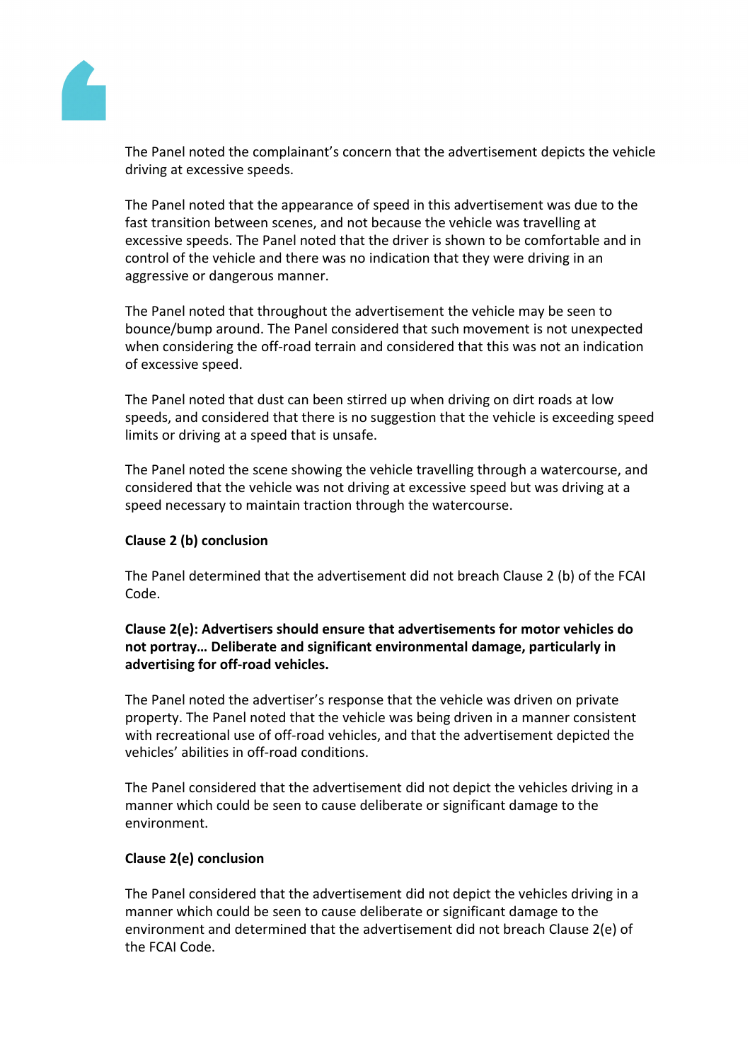The Panel noted the complainant's concern that the advertisement depicts the vehicle driving at excessive speeds.

The Panel noted that the appearance of speed in this advertisement was due to the fast transition between scenes, and not because the vehicle was travelling at excessive speeds. The Panel noted that the driver is shown to be comfortable and in control of the vehicle and there was no indication that they were driving in an aggressive or dangerous manner.

The Panel noted that throughout the advertisement the vehicle may be seen to bounce/bump around. The Panel considered that such movement is not unexpected when considering the off-road terrain and considered that this was not an indication of excessive speed.

The Panel noted that dust can been stirred up when driving on dirt roads at low speeds, and considered that there is no suggestion that the vehicle is exceeding speed limits or driving at a speed that is unsafe.

The Panel noted the scene showing the vehicle travelling through a watercourse, and considered that the vehicle was not driving at excessive speed but was driving at a speed necessary to maintain traction through the watercourse.

**Clause 2 (b) conclusion**

The Panel determined that the advertisement did not breach Clause 2 (b) of the FCAI Code.

**Clause 2(e): Advertisers should ensure that advertisements for motor vehicles do not portray… Deliberate and significant environmental damage, particularly in advertising for off-road vehicles.**

The Panel noted the advertiser's response that the vehicle was driven on private property. The Panel noted that the vehicle was being driven in a manner consistent with recreational use of off-road vehicles, and that the advertisement depicted the vehicles' abilities in off-road conditions.

The Panel considered that the advertisement did not depict the vehicles driving in a manner which could be seen to cause deliberate or significant damage to the environment.

**Clause 2(e) conclusion**

The Panel considered that the advertisement did not depict the vehicles driving in a manner which could be seen to cause deliberate or significant damage to the environment and determined that the advertisement did not breach Clause 2(e) of the FCAI Code.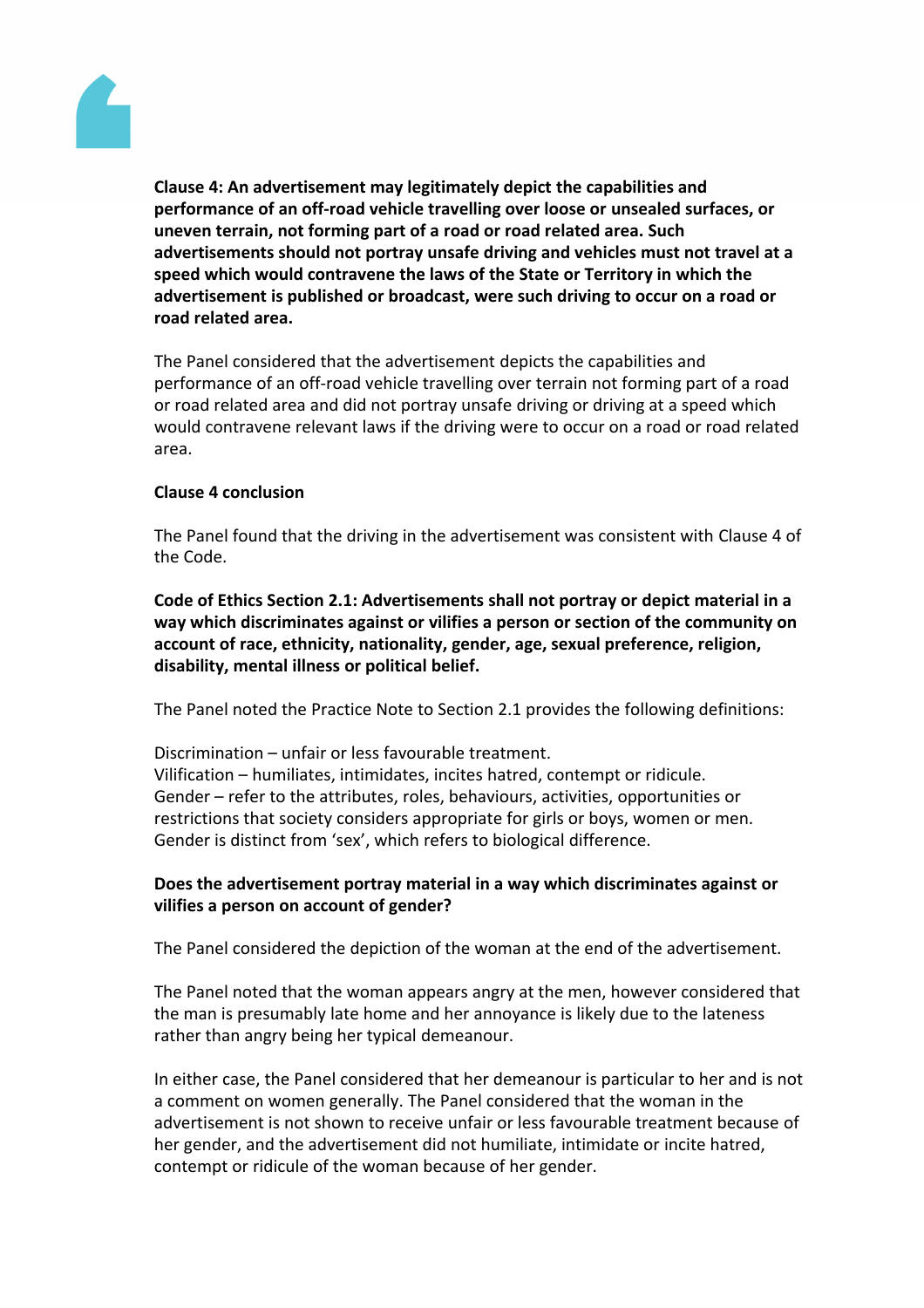**Clause 4: An advertisement may legitimately depict the capabilities and performance of an off-road vehicle travelling over loose or unsealed surfaces, or uneven terrain, not forming part of a road or road related area. Such advertisements should not portray unsafe driving and vehicles must not travel at a speed which would contravene the laws of the State or Territory in which the advertisement is published or broadcast, were such driving to occur on a road or road related area.**

The Panel considered that the advertisement depicts the capabilities and performance of an off-road vehicle travelling over terrain not forming part of a road or road related area and did not portray unsafe driving or driving at a speed which would contravene relevant laws if the driving were to occur on a road or road related area.

**Clause 4 conclusion**

The Panel found that the driving in the advertisement was consistent with Clause 4 of the Code.

**Code of Ethics Section 2.1: Advertisements shall not portray or depict material in a way which discriminates against or vilifies a person or section of the community on account of race, ethnicity, nationality, gender, age, sexual preference, religion, disability, mental illness or political belief.**

The Panel noted the Practice Note to Section 2.1 provides the following definitions:

Discrimination – unfair or less favourable treatment.
Vilification – humiliates, intimidates, incites hatred, contempt or ridicule.
Gender – refer to the attributes, roles, behaviours, activities, opportunities or restrictions that society considers appropriate for girls or boys, women or men. Gender is distinct from 'sex', which refers to biological difference.

**Does the advertisement portray material in a way which discriminates against or vilifies a person on account of gender?**

The Panel considered the depiction of the woman at the end of the advertisement.

The Panel noted that the woman appears angry at the men, however considered that the man is presumably late home and her annoyance is likely due to the lateness rather than angry being her typical demeanour.

In either case, the Panel considered that her demeanour is particular to her and is not a comment on women generally. The Panel considered that the woman in the advertisement is not shown to receive unfair or less favourable treatment because of her gender, and the advertisement did not humiliate, intimidate or incite hatred, contempt or ridicule of the woman because of her gender.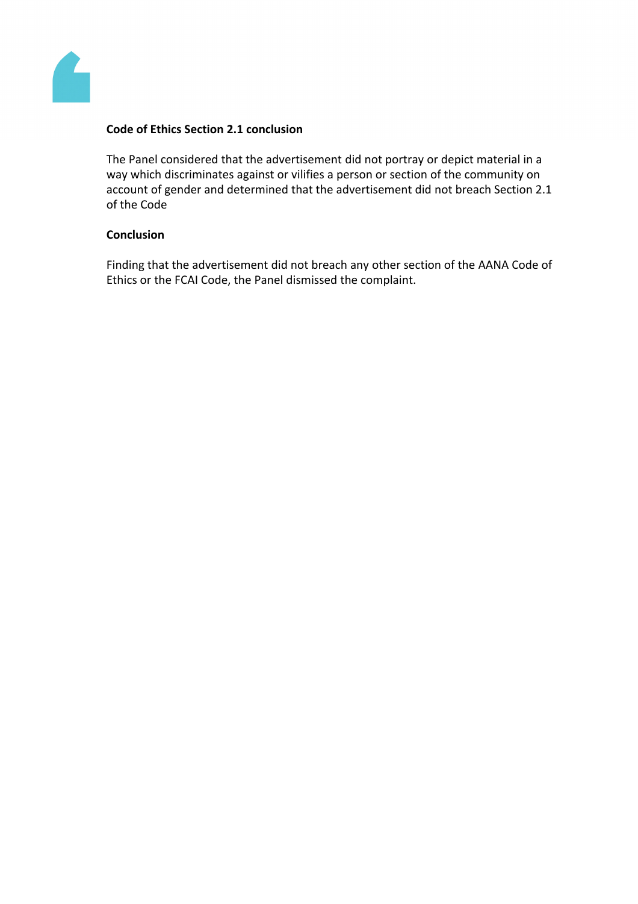**Code of Ethics Section 2.1 conclusion**

The Panel considered that the advertisement did not portray or depict material in a way which discriminates against or vilifies a person or section of the community on account of gender and determined that the advertisement did not breach Section 2.1 of the Code

**Conclusion**

Finding that the advertisement did not breach any other section of the AANA Code of Ethics or the FCAI Code, the Panel dismissed the complaint.